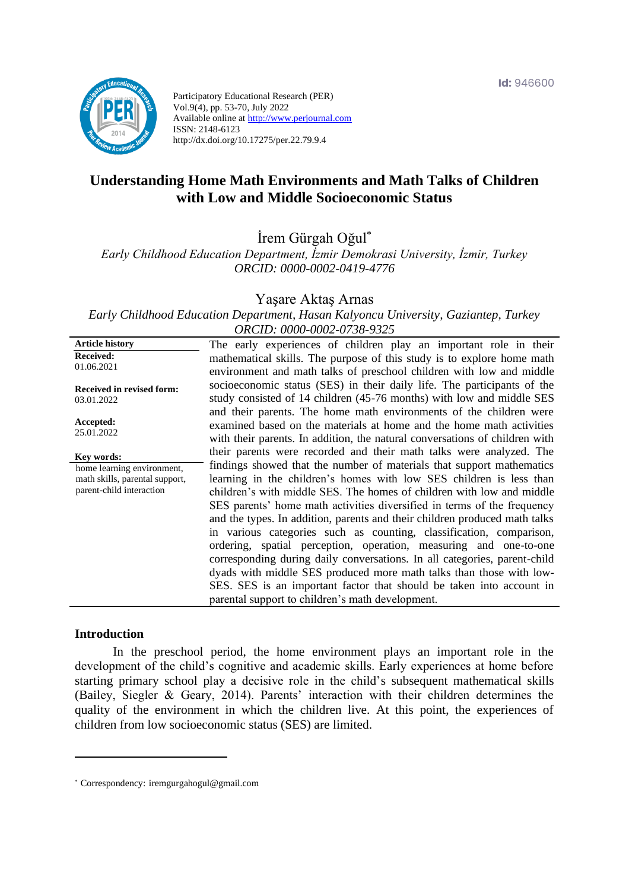Id: 946600

Participatory Educational Research (PER)
Vol.9(4), pp. 53-70, July 2022
Available online at http://www.perjournal.com
ISSN: 2148-6123
http://dx.doi.org/10.17275/per.22.79.9.4

# Understanding Home Math Environments and Math Talks of Children with Low and Middle Socioeconomic Status

İrem Gürgah Oğul*

*Early Childhood Education Department, İzmir Demokrasi University, İzmir, Turkey*
*ORCID: 0000-0002-0419-4776*

Yaşare Aktaş Arnas

*Early Childhood Education Department, Hasan Kalyoncu University, Gaziantep, Turkey*
*ORCID: 0000-0002-0738-9325*

**Article history**
**Received:** 01.06.2021
**Received in revised form:** 03.01.2022
**Accepted:** 25.01.2022

**Key words:**
home learning environment, math skills, parental support, parent-child interaction

The early experiences of children play an important role in their mathematical skills. The purpose of this study is to explore home math environment and math talks of preschool children with low and middle socioeconomic status (SES) in their daily life. The participants of the study consisted of 14 children (45-76 months) with low and middle SES and their parents. The home math environments of the children were examined based on the materials at home and the home math activities with their parents. In addition, the natural conversations of children with their parents were recorded and their math talks were analyzed. The findings showed that the number of materials that support mathematics learning in the children's homes with low SES children is less than children's with middle SES. The homes of children with low and middle SES parents' home math activities diversified in terms of the frequency and the types. In addition, parents and their children produced math talks in various categories such as counting, classification, comparison, ordering, spatial perception, operation, measuring and one-to-one corresponding during daily conversations. In all categories, parent-child dyads with middle SES produced more math talks than those with low-SES. SES is an important factor that should be taken into account in parental support to children's math development.

## Introduction

In the preschool period, the home environment plays an important role in the development of the child's cognitive and academic skills. Early experiences at home before starting primary school play a decisive role in the child's subsequent mathematical skills (Bailey, Siegler & Geary, 2014). Parents' interaction with their children determines the quality of the environment in which the children live. At this point, the experiences of children from low socioeconomic status (SES) are limited.

* Correspondency: iremgurgahogul@gmail.com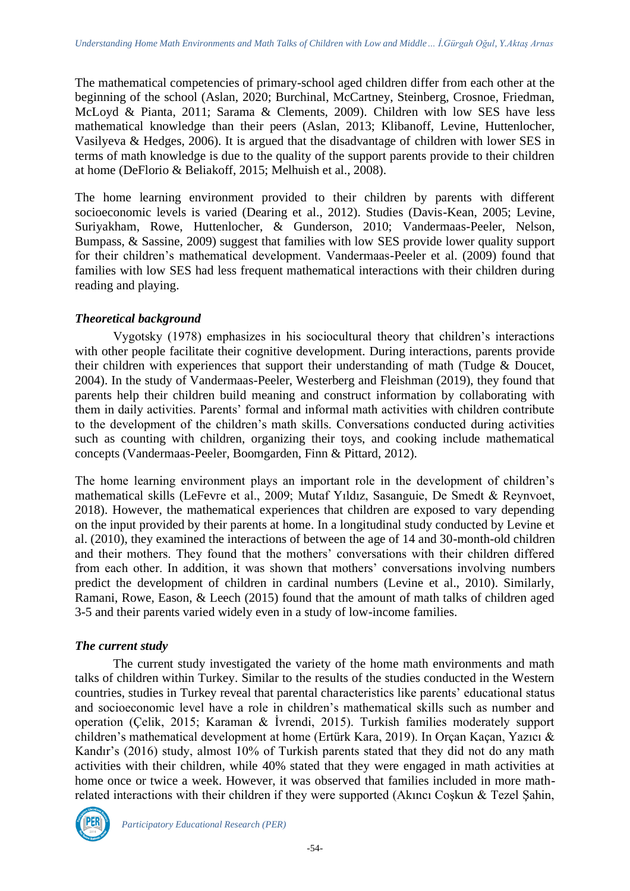The mathematical competencies of primary-school aged children differ from each other at the beginning of the school (Aslan, 2020; Burchinal, McCartney, Steinberg, Crosnoe, Friedman, McLoyd & Pianta, 2011; Sarama & Clements, 2009). Children with low SES have less mathematical knowledge than their peers (Aslan, 2013; Klibanoff, Levine, Huttenlocher, Vasilyeva & Hedges, 2006). It is argued that the disadvantage of children with lower SES in terms of math knowledge is due to the quality of the support parents provide to their children at home (DeFlorio & Beliakoff, 2015; Melhuish et al., 2008).

The home learning environment provided to their children by parents with different socioeconomic levels is varied (Dearing et al., 2012). Studies (Davis-Kean, 2005; Levine, Suriyakham, Rowe, Huttenlocher, & Gunderson, 2010; Vandermaas-Peeler, Nelson, Bumpass, & Sassine, 2009) suggest that families with low SES provide lower quality support for their children's mathematical development. Vandermaas-Peeler et al. (2009) found that families with low SES had less frequent mathematical interactions with their children during reading and playing.

### *Theoretical background*

Vygotsky (1978) emphasizes in his sociocultural theory that children's interactions with other people facilitate their cognitive development. During interactions, parents provide their children with experiences that support their understanding of math (Tudge & Doucet, 2004). In the study of Vandermaas-Peeler, Westerberg and Fleishman (2019), they found that parents help their children build meaning and construct information by collaborating with them in daily activities. Parents' formal and informal math activities with children contribute to the development of the children's math skills. Conversations conducted during activities such as counting with children, organizing their toys, and cooking include mathematical concepts (Vandermaas-Peeler, Boomgarden, Finn & Pittard, 2012).

The home learning environment plays an important role in the development of children's mathematical skills (LeFevre et al., 2009; Mutaf Yıldız, Sasanguie, De Smedt & Reynvoet, 2018). However, the mathematical experiences that children are exposed to vary depending on the input provided by their parents at home. In a longitudinal study conducted by Levine et al. (2010), they examined the interactions of between the age of 14 and 30-month-old children and their mothers. They found that the mothers' conversations with their children differed from each other. In addition, it was shown that mothers' conversations involving numbers predict the development of children in cardinal numbers (Levine et al., 2010). Similarly, Ramani, Rowe, Eason, & Leech (2015) found that the amount of math talks of children aged 3-5 and their parents varied widely even in a study of low-income families.

### *The current study*

The current study investigated the variety of the home math environments and math talks of children within Turkey. Similar to the results of the studies conducted in the Western countries, studies in Turkey reveal that parental characteristics like parents' educational status and socioeconomic level have a role in children's mathematical skills such as number and operation (Çelik, 2015; Karaman & İvrendi, 2015). Turkish families moderately support children's mathematical development at home (Ertürk Kara, 2019). In Orçan Kaçan, Yazıcı & Kandır's (2016) study, almost 10% of Turkish parents stated that they did not do any math activities with their children, while 40% stated that they were engaged in math activities at home once or twice a week. However, it was observed that families included in more math-related interactions with their children if they were supported (Akıncı Coşkun & Tezel Şahin,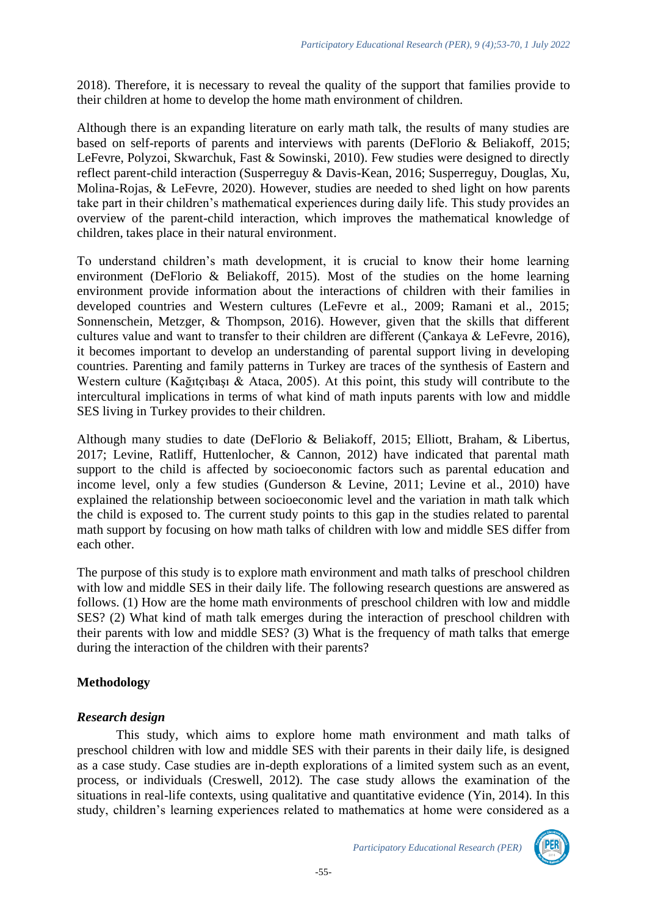2018). Therefore, it is necessary to reveal the quality of the support that families provide to their children at home to develop the home math environment of children.

Although there is an expanding literature on early math talk, the results of many studies are based on self-reports of parents and interviews with parents (DeFlorio & Beliakoff, 2015; LeFevre, Polyzoi, Skwarchuk, Fast & Sowinski, 2010). Few studies were designed to directly reflect parent-child interaction (Susperreguy & Davis-Kean, 2016; Susperreguy, Douglas, Xu, Molina-Rojas, & LeFevre, 2020). However, studies are needed to shed light on how parents take part in their children's mathematical experiences during daily life. This study provides an overview of the parent-child interaction, which improves the mathematical knowledge of children, takes place in their natural environment.

To understand children's math development, it is crucial to know their home learning environment (DeFlorio & Beliakoff, 2015). Most of the studies on the home learning environment provide information about the interactions of children with their families in developed countries and Western cultures (LeFevre et al., 2009; Ramani et al., 2015; Sonnenschein, Metzger, & Thompson, 2016). However, given that the skills that different cultures value and want to transfer to their children are different (Çankaya & LeFevre, 2016), it becomes important to develop an understanding of parental support living in developing countries. Parenting and family patterns in Turkey are traces of the synthesis of Eastern and Western culture (Kağıtçıbaşı & Ataca, 2005). At this point, this study will contribute to the intercultural implications in terms of what kind of math inputs parents with low and middle SES living in Turkey provides to their children.

Although many studies to date (DeFlorio & Beliakoff, 2015; Elliott, Braham, & Libertus, 2017; Levine, Ratliff, Huttenlocher, & Cannon, 2012) have indicated that parental math support to the child is affected by socioeconomic factors such as parental education and income level, only a few studies (Gunderson & Levine, 2011; Levine et al., 2010) have explained the relationship between socioeconomic level and the variation in math talk which the child is exposed to. The current study points to this gap in the studies related to parental math support by focusing on how math talks of children with low and middle SES differ from each other.

The purpose of this study is to explore math environment and math talks of preschool children with low and middle SES in their daily life. The following research questions are answered as follows. (1) How are the home math environments of preschool children with low and middle SES? (2) What kind of math talk emerges during the interaction of preschool children with their parents with low and middle SES? (3) What is the frequency of math talks that emerge during the interaction of the children with their parents?

## Methodology

### *Research design*

This study, which aims to explore home math environment and math talks of preschool children with low and middle SES with their parents in their daily life, is designed as a case study. Case studies are in-depth explorations of a limited system such as an event, process, or individuals (Creswell, 2012). The case study allows the examination of the situations in real-life contexts, using qualitative and quantitative evidence (Yin, 2014). In this study, children's learning experiences related to mathematics at home were considered as a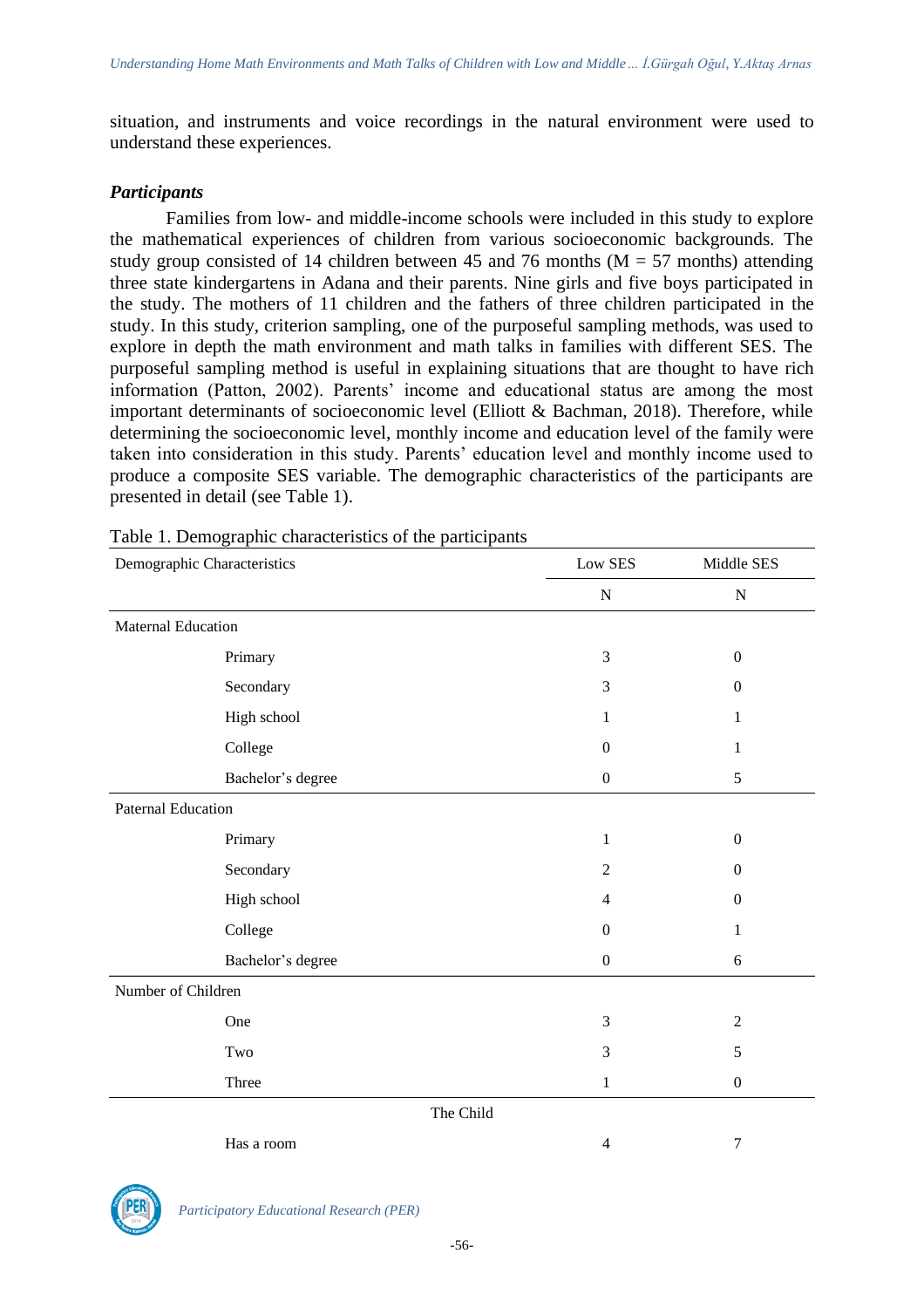situation, and instruments and voice recordings in the natural environment were used to understand these experiences.

### *Participants*

Families from low- and middle-income schools were included in this study to explore the mathematical experiences of children from various socioeconomic backgrounds. The study group consisted of 14 children between 45 and 76 months (M = 57 months) attending three state kindergartens in Adana and their parents. Nine girls and five boys participated in the study. The mothers of 11 children and the fathers of three children participated in the study. In this study, criterion sampling, one of the purposeful sampling methods, was used to explore in depth the math environment and math talks in families with different SES. The purposeful sampling method is useful in explaining situations that are thought to have rich information (Patton, 2002). Parents' income and educational status are among the most important determinants of socioeconomic level (Elliott & Bachman, 2018). Therefore, while determining the socioeconomic level, monthly income and education level of the family were taken into consideration in this study. Parents' education level and monthly income used to produce a composite SES variable. The demographic characteristics of the participants are presented in detail (see Table 1).

Table 1. Demographic characteristics of the participants

| Demographic Characteristics | Low SES | Middle SES |
|---|---|---|
| | N | N |
| Maternal Education | | |
| Primary | 3 | 0 |
| Secondary | 3 | 0 |
| High school | 1 | 1 |
| College | 0 | 1 |
| Bachelor's degree | 0 | 5 |
| Paternal Education | | |
| Primary | 1 | 0 |
| Secondary | 2 | 0 |
| High school | 4 | 0 |
| College | 0 | 1 |
| Bachelor's degree | 0 | 6 |
| Number of Children | | |
| One | 3 | 2 |
| Two | 3 | 5 |
| Three | 1 | 0 |
| The Child | | |
| Has a room | 4 | 7 |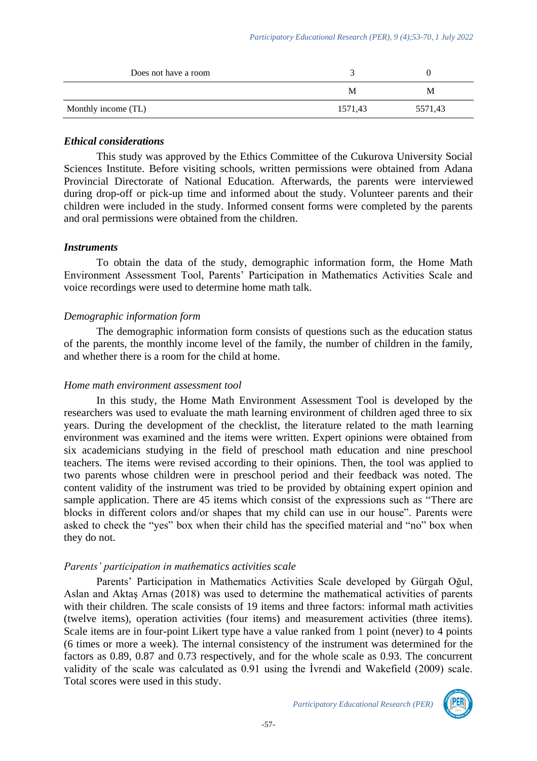| | | |
|---|---|---|
| Does not have a room | 3 | 0 |
| | M | M |
| Monthly income (TL) | 1571,43 | 5571,43 |

### *Ethical considerations*

This study was approved by the Ethics Committee of the Cukurova University Social Sciences Institute. Before visiting schools, written permissions were obtained from Adana Provincial Directorate of National Education. Afterwards, the parents were interviewed during drop-off or pick-up time and informed about the study. Volunteer parents and their children were included in the study. Informed consent forms were completed by the parents and oral permissions were obtained from the children.

### *Instruments*

To obtain the data of the study, demographic information form, the Home Math Environment Assessment Tool, Parents' Participation in Mathematics Activities Scale and voice recordings were used to determine home math talk.

#### *Demographic information form*

The demographic information form consists of questions such as the education status of the parents, the monthly income level of the family, the number of children in the family, and whether there is a room for the child at home.

#### *Home math environment assessment tool*

In this study, the Home Math Environment Assessment Tool is developed by the researchers was used to evaluate the math learning environment of children aged three to six years. During the development of the checklist, the literature related to the math learning environment was examined and the items were written. Expert opinions were obtained from six academicians studying in the field of preschool math education and nine preschool teachers. The items were revised according to their opinions. Then, the tool was applied to two parents whose children were in preschool period and their feedback was noted. The content validity of the instrument was tried to be provided by obtaining expert opinion and sample application. There are 45 items which consist of the expressions such as "There are blocks in different colors and/or shapes that my child can use in our house". Parents were asked to check the "yes" box when their child has the specified material and "no" box when they do not.

#### *Parents' participation in mathematics activities scale*

Parents' Participation in Mathematics Activities Scale developed by Gürgah Oğul, Aslan and Aktaş Arnas (2018) was used to determine the mathematical activities of parents with their children. The scale consists of 19 items and three factors: informal math activities (twelve items), operation activities (four items) and measurement activities (three items). Scale items are in four-point Likert type have a value ranked from 1 point (never) to 4 points (6 times or more a week). The internal consistency of the instrument was determined for the factors as 0.89, 0.87 and 0.73 respectively, and for the whole scale as 0.93. The concurrent validity of the scale was calculated as 0.91 using the İvrendi and Wakefield (2009) scale. Total scores were used in this study.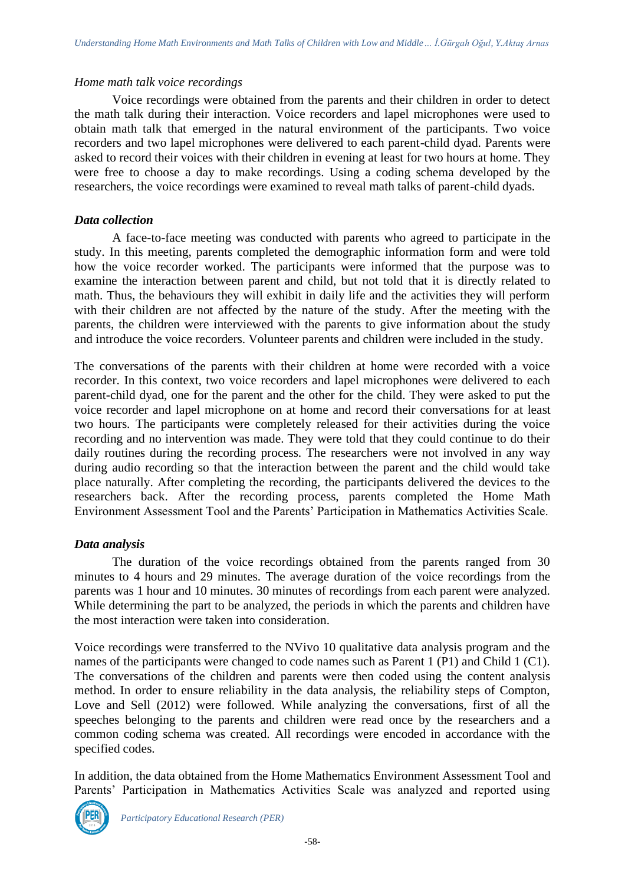*Home math talk voice recordings*

Voice recordings were obtained from the parents and their children in order to detect the math talk during their interaction. Voice recorders and lapel microphones were used to obtain math talk that emerged in the natural environment of the participants. Two voice recorders and two lapel microphones were delivered to each parent-child dyad. Parents were asked to record their voices with their children in evening at least for two hours at home. They were free to choose a day to make recordings. Using a coding schema developed by the researchers, the voice recordings were examined to reveal math talks of parent-child dyads.

### *Data collection*

A face-to-face meeting was conducted with parents who agreed to participate in the study. In this meeting, parents completed the demographic information form and were told how the voice recorder worked. The participants were informed that the purpose was to examine the interaction between parent and child, but not told that it is directly related to math. Thus, the behaviours they will exhibit in daily life and the activities they will perform with their children are not affected by the nature of the study. After the meeting with the parents, the children were interviewed with the parents to give information about the study and introduce the voice recorders. Volunteer parents and children were included in the study.

The conversations of the parents with their children at home were recorded with a voice recorder. In this context, two voice recorders and lapel microphones were delivered to each parent-child dyad, one for the parent and the other for the child. They were asked to put the voice recorder and lapel microphone on at home and record their conversations for at least two hours. The participants were completely released for their activities during the voice recording and no intervention was made. They were told that they could continue to do their daily routines during the recording process. The researchers were not involved in any way during audio recording so that the interaction between the parent and the child would take place naturally. After completing the recording, the participants delivered the devices to the researchers back. After the recording process, parents completed the Home Math Environment Assessment Tool and the Parents' Participation in Mathematics Activities Scale.

### *Data analysis*

The duration of the voice recordings obtained from the parents ranged from 30 minutes to 4 hours and 29 minutes. The average duration of the voice recordings from the parents was 1 hour and 10 minutes. 30 minutes of recordings from each parent were analyzed. While determining the part to be analyzed, the periods in which the parents and children have the most interaction were taken into consideration.

Voice recordings were transferred to the NVivo 10 qualitative data analysis program and the names of the participants were changed to code names such as Parent 1 (P1) and Child 1 (C1). The conversations of the children and parents were then coded using the content analysis method. In order to ensure reliability in the data analysis, the reliability steps of Compton, Love and Sell (2012) were followed. While analyzing the conversations, first of all the speeches belonging to the parents and children were read once by the researchers and a common coding schema was created. All recordings were encoded in accordance with the specified codes.

In addition, the data obtained from the Home Mathematics Environment Assessment Tool and Parents' Participation in Mathematics Activities Scale was analyzed and reported using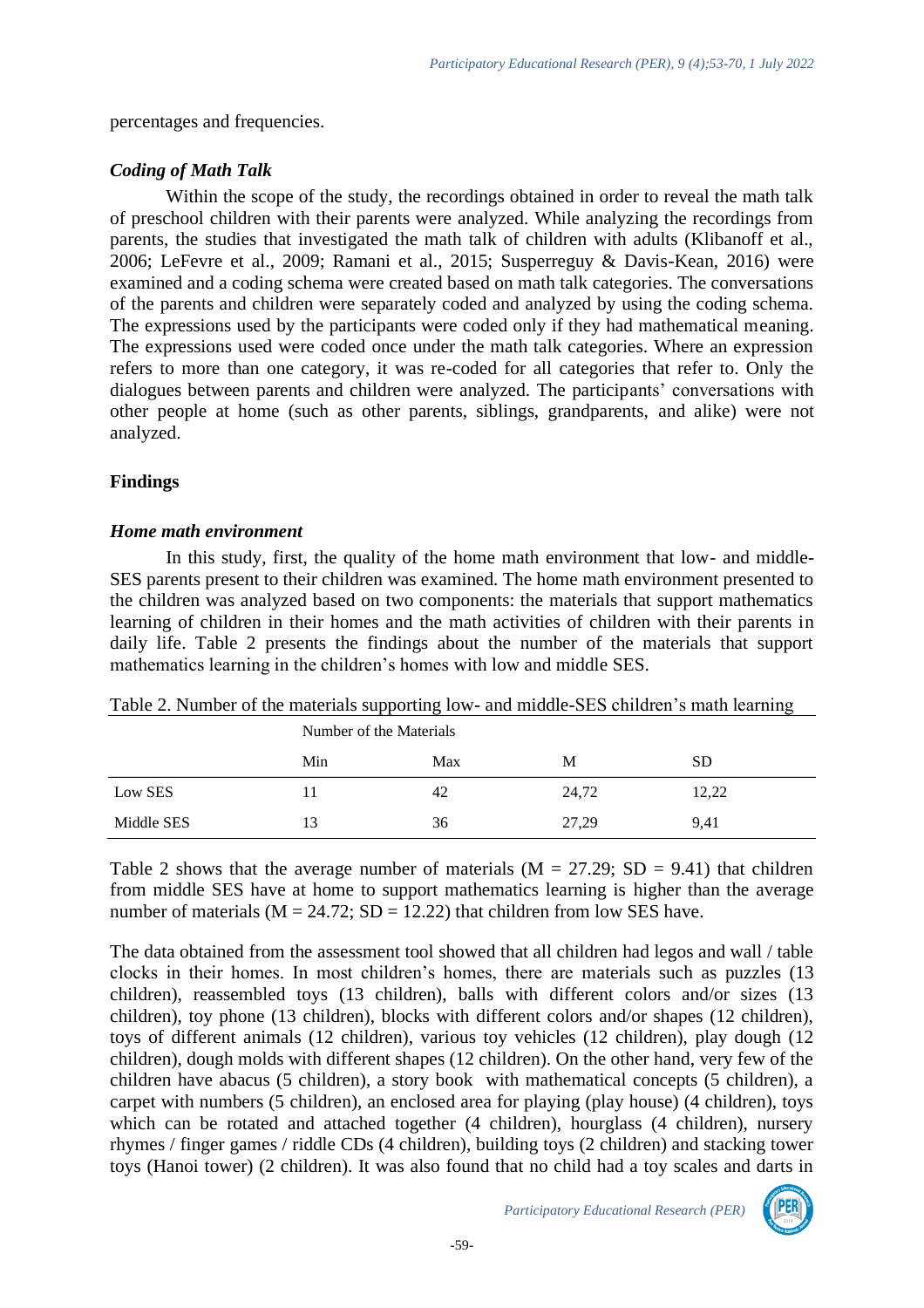percentages and frequencies.

### *Coding of Math Talk*

Within the scope of the study, the recordings obtained in order to reveal the math talk of preschool children with their parents were analyzed. While analyzing the recordings from parents, the studies that investigated the math talk of children with adults (Klibanoff et al., 2006; LeFevre et al., 2009; Ramani et al., 2015; Susperreguy & Davis-Kean, 2016) were examined and a coding schema were created based on math talk categories. The conversations of the parents and children were separately coded and analyzed by using the coding schema. The expressions used by the participants were coded only if they had mathematical meaning. The expressions used were coded once under the math talk categories. Where an expression refers to more than one category, it was re-coded for all categories that refer to. Only the dialogues between parents and children were analyzed. The participants' conversations with other people at home (such as other parents, siblings, grandparents, and alike) were not analyzed.

## **Findings**

### *Home math environment*

In this study, first, the quality of the home math environment that low- and middle-SES parents present to their children was examined. The home math environment presented to the children was analyzed based on two components: the materials that support mathematics learning of children in their homes and the math activities of children with their parents in daily life. Table 2 presents the findings about the number of the materials that support mathematics learning in the children's homes with low and middle SES.

Table 2. Number of the materials supporting low- and middle-SES children's math learning

| | Number of the Materials | | | |
|---|---|---|---|---|
| | Min | Max | M | SD |
| Low SES | 11 | 42 | 24,72 | 12,22 |
| Middle SES | 13 | 36 | 27,29 | 9,41 |

Table 2 shows that the average number of materials ($M = 27.29$; $SD = 9.41$) that children from middle SES have at home to support mathematics learning is higher than the average number of materials ($M = 24.72$; $SD = 12.22$) that children from low SES have.

The data obtained from the assessment tool showed that all children had legos and wall / table clocks in their homes. In most children's homes, there are materials such as puzzles (13 children), reassembled toys (13 children), balls with different colors and/or sizes (13 children), toy phone (13 children), blocks with different colors and/or shapes (12 children), toys of different animals (12 children), various toy vehicles (12 children), play dough (12 children), dough molds with different shapes (12 children). On the other hand, very few of the children have abacus (5 children), a story book with mathematical concepts (5 children), a carpet with numbers (5 children), an enclosed area for playing (play house) (4 children), toys which can be rotated and attached together (4 children), hourglass (4 children), nursery rhymes / finger games / riddle CDs (4 children), building toys (2 children) and stacking tower toys (Hanoi tower) (2 children). It was also found that no child had a toy scales and darts in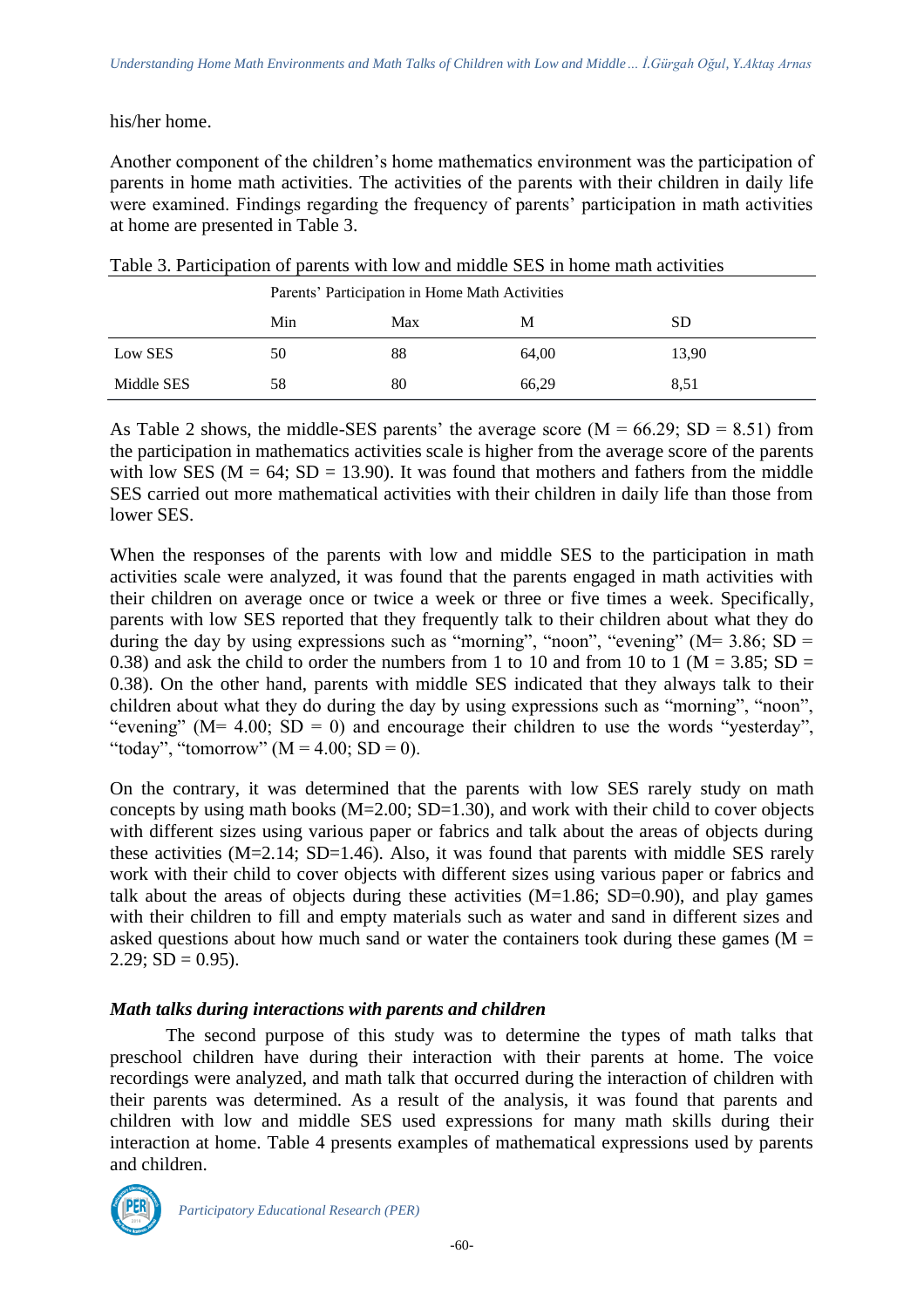his/her home.

Another component of the children's home mathematics environment was the participation of parents in home math activities. The activities of the parents with their children in daily life were examined. Findings regarding the frequency of parents' participation in math activities at home are presented in Table 3.

Table 3. Participation of parents with low and middle SES in home math activities

| | Parents' Participation in Home Math Activities | | | |
|---|---|---|---|---|
| | Min | Max | M | SD |
| Low SES | 50 | 88 | 64,00 | 13,90 |
| Middle SES | 58 | 80 | 66,29 | 8,51 |

As Table 2 shows, the middle-SES parents' the average score (M = 66.29; SD = 8.51) from the participation in mathematics activities scale is higher from the average score of the parents with low SES (M = 64; SD = 13.90). It was found that mothers and fathers from the middle SES carried out more mathematical activities with their children in daily life than those from lower SES.

When the responses of the parents with low and middle SES to the participation in math activities scale were analyzed, it was found that the parents engaged in math activities with their children on average once or twice a week or three or five times a week. Specifically, parents with low SES reported that they frequently talk to their children about what they do during the day by using expressions such as "morning", "noon", "evening" (M= 3.86; SD = 0.38) and ask the child to order the numbers from 1 to 10 and from 10 to 1 (M = 3.85; SD = 0.38). On the other hand, parents with middle SES indicated that they always talk to their children about what they do during the day by using expressions such as "morning", "noon", "evening" (M= 4.00; SD = 0) and encourage their children to use the words "yesterday", "today", "tomorrow" (M = 4.00; SD = 0).

On the contrary, it was determined that the parents with low SES rarely study on math concepts by using math books (M=2.00; SD=1.30), and work with their child to cover objects with different sizes using various paper or fabrics and talk about the areas of objects during these activities (M=2.14; SD=1.46). Also, it was found that parents with middle SES rarely work with their child to cover objects with different sizes using various paper or fabrics and talk about the areas of objects during these activities (M=1.86; SD=0.90), and play games with their children to fill and empty materials such as water and sand in different sizes and asked questions about how much sand or water the containers took during these games (M = 2.29; SD = 0.95).

***Math talks during interactions with parents and children***

The second purpose of this study was to determine the types of math talks that preschool children have during their interaction with their parents at home. The voice recordings were analyzed, and math talk that occurred during the interaction of children with their parents was determined. As a result of the analysis, it was found that parents and children with low and middle SES used expressions for many math skills during their interaction at home. Table 4 presents examples of mathematical expressions used by parents and children.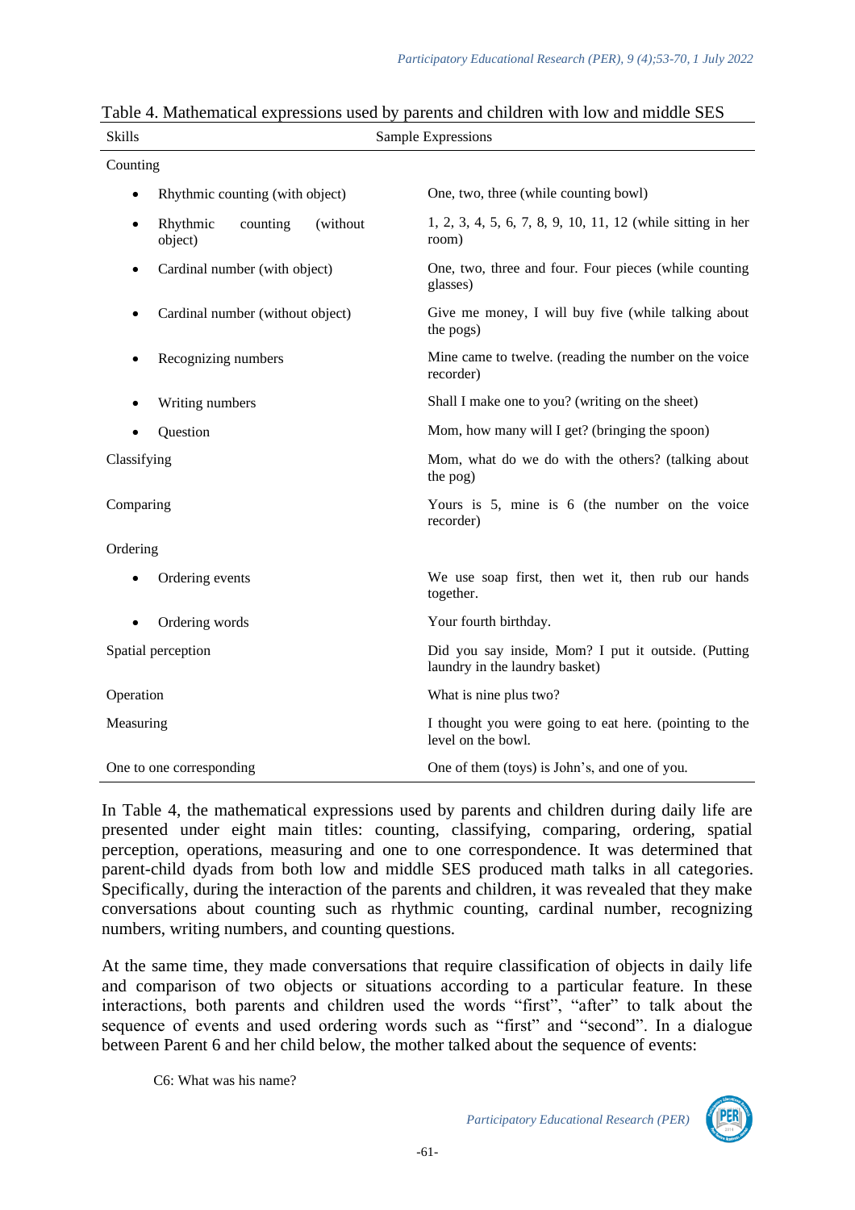Table 4. Mathematical expressions used by parents and children with low and middle SES

| Skills | Sample Expressions |
|---|---|
| Counting | |
| • Rhythmic counting (with object) | One, two, three (while counting bowl) |
| • Rhythmic counting (without object) | 1, 2, 3, 4, 5, 6, 7, 8, 9, 10, 11, 12 (while sitting in her room) |
| • Cardinal number (with object) | One, two, three and four. Four pieces (while counting glasses) |
| • Cardinal number (without object) | Give me money, I will buy five (while talking about the pogs) |
| • Recognizing numbers | Mine came to twelve. (reading the number on the voice recorder) |
| • Writing numbers | Shall I make one to you? (writing on the sheet) |
| • Question | Mom, how many will I get? (bringing the spoon) |
| Classifying | Mom, what do we do with the others? (talking about the pog) |
| Comparing | Yours is 5, mine is 6 (the number on the voice recorder) |
| Ordering | |
| • Ordering events | We use soap first, then wet it, then rub our hands together. |
| • Ordering words | Your fourth birthday. |
| Spatial perception | Did you say inside, Mom? I put it outside. (Putting laundry in the laundry basket) |
| Operation | What is nine plus two? |
| Measuring | I thought you were going to eat here. (pointing to the level on the bowl. |
| One to one corresponding | One of them (toys) is John's, and one of you. |

In Table 4, the mathematical expressions used by parents and children during daily life are presented under eight main titles: counting, classifying, comparing, ordering, spatial perception, operations, measuring and one to one correspondence. It was determined that parent-child dyads from both low and middle SES produced math talks in all categories. Specifically, during the interaction of the parents and children, it was revealed that they make conversations about counting such as rhythmic counting, cardinal number, recognizing numbers, writing numbers, and counting questions.

At the same time, they made conversations that require classification of objects in daily life and comparison of two objects or situations according to a particular feature. In these interactions, both parents and children used the words "first", "after" to talk about the sequence of events and used ordering words such as "first" and "second". In a dialogue between Parent 6 and her child below, the mother talked about the sequence of events:

C6: What was his name?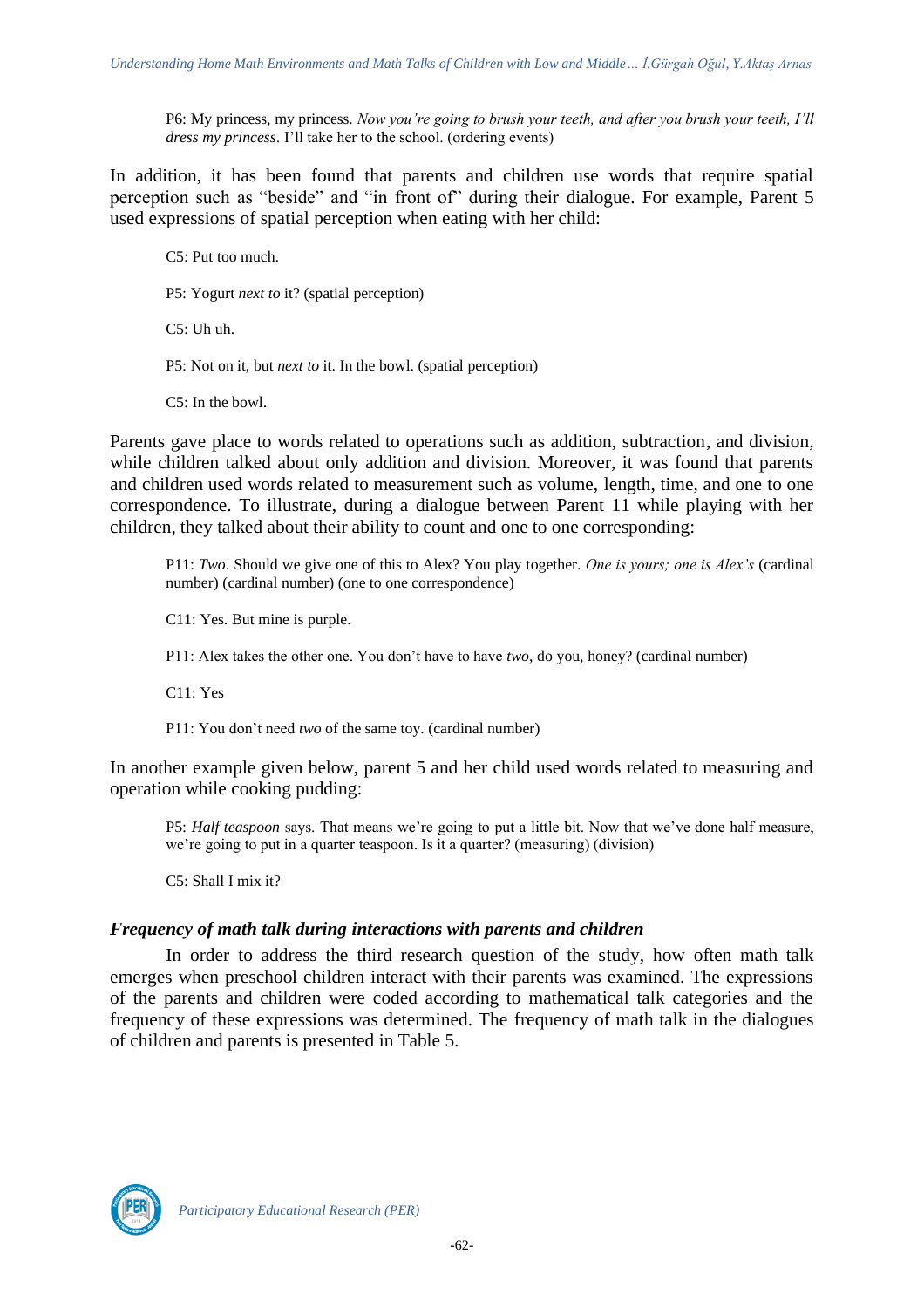P6: My princess, my princess. *Now you're going to brush your teeth, and after you brush your teeth, I'll dress my princess*. I'll take her to the school. (ordering events)

In addition, it has been found that parents and children use words that require spatial perception such as "beside" and "in front of" during their dialogue. For example, Parent 5 used expressions of spatial perception when eating with her child:

C5: Put too much.

P5: Yogurt *next to* it? (spatial perception)

C5: Uh uh.

P5: Not on it, but *next to* it. In the bowl. (spatial perception)

C5: In the bowl.

Parents gave place to words related to operations such as addition, subtraction, and division, while children talked about only addition and division. Moreover, it was found that parents and children used words related to measurement such as volume, length, time, and one to one correspondence. To illustrate, during a dialogue between Parent 11 while playing with her children, they talked about their ability to count and one to one corresponding:

P11: *Two*. Should we give one of this to Alex? You play together. *One is yours; one is Alex's* (cardinal number) (cardinal number) (one to one correspondence)

C11: Yes. But mine is purple.

P11: Alex takes the other one. You don't have to have *two*, do you, honey? (cardinal number)

C11: Yes

P11: You don't need *two* of the same toy. (cardinal number)

In another example given below, parent 5 and her child used words related to measuring and operation while cooking pudding:

P5: *Half teaspoon* says. That means we're going to put a little bit. Now that we've done half measure, we're going to put in a quarter teaspoon. Is it a quarter? (measuring) (division)

C5: Shall I mix it?

### *Frequency of math talk during interactions with parents and children*

In order to address the third research question of the study, how often math talk emerges when preschool children interact with their parents was examined. The expressions of the parents and children were coded according to mathematical talk categories and the frequency of these expressions was determined. The frequency of math talk in the dialogues of children and parents is presented in Table 5.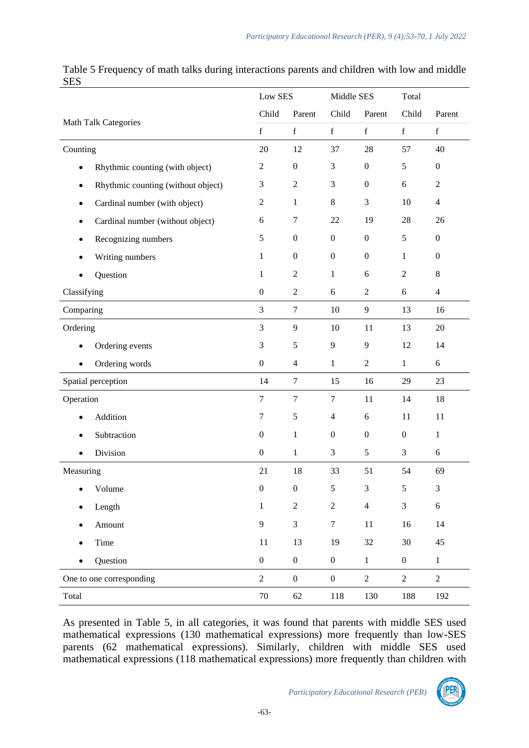Table 5 Frequency of math talks during interactions parents and children with low and middle SES

| Math Talk Categories | Low SES | | Middle SES | | Total | |
|---|---|---|---|---|---|---|
| | Child | Parent | Child | Parent | Child | Parent |
| | f | f | f | f | f | f |
| Counting | 20 | 12 | 37 | 28 | 57 | 40 |
| • Rhythmic counting (with object) | 2 | 0 | 3 | 0 | 5 | 0 |
| • Rhythmic counting (without object) | 3 | 2 | 3 | 0 | 6 | 2 |
| • Cardinal number (with object) | 2 | 1 | 8 | 3 | 10 | 4 |
| • Cardinal number (without object) | 6 | 7 | 22 | 19 | 28 | 26 |
| • Recognizing numbers | 5 | 0 | 0 | 0 | 5 | 0 |
| • Writing numbers | 1 | 0 | 0 | 0 | 1 | 0 |
| • Question | 1 | 2 | 1 | 6 | 2 | 8 |
| Classifying | 0 | 2 | 6 | 2 | 6 | 4 |
| Comparing | 3 | 7 | 10 | 9 | 13 | 16 |
| Ordering | 3 | 9 | 10 | 11 | 13 | 20 |
| • Ordering events | 3 | 5 | 9 | 9 | 12 | 14 |
| • Ordering words | 0 | 4 | 1 | 2 | 1 | 6 |
| Spatial perception | 14 | 7 | 15 | 16 | 29 | 23 |
| Operation | 7 | 7 | 7 | 11 | 14 | 18 |
| • Addition | 7 | 5 | 4 | 6 | 11 | 11 |
| • Subtraction | 0 | 1 | 0 | 0 | 0 | 1 |
| • Division | 0 | 1 | 3 | 5 | 3 | 6 |
| Measuring | 21 | 18 | 33 | 51 | 54 | 69 |
| • Volume | 0 | 0 | 5 | 3 | 5 | 3 |
| • Length | 1 | 2 | 2 | 4 | 3 | 6 |
| • Amount | 9 | 3 | 7 | 11 | 16 | 14 |
| • Time | 11 | 13 | 19 | 32 | 30 | 45 |
| • Question | 0 | 0 | 0 | 1 | 0 | 1 |
| One to one corresponding | 2 | 0 | 0 | 2 | 2 | 2 |
| Total | 70 | 62 | 118 | 130 | 188 | 192 |

As presented in Table 5, in all categories, it was found that parents with middle SES used mathematical expressions (130 mathematical expressions) more frequently than low-SES parents (62 mathematical expressions). Similarly, children with middle SES used mathematical expressions (118 mathematical expressions) more frequently than children with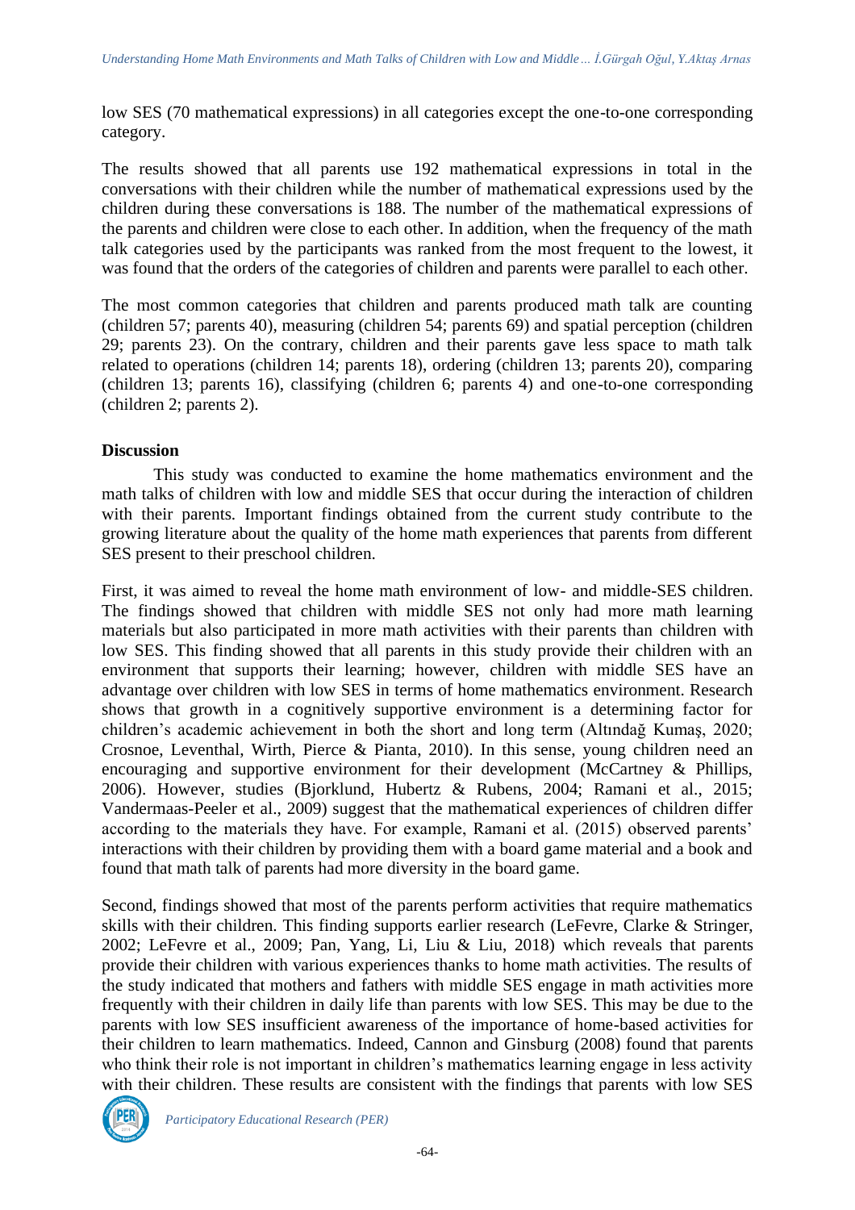low SES (70 mathematical expressions) in all categories except the one-to-one corresponding category.

The results showed that all parents use 192 mathematical expressions in total in the conversations with their children while the number of mathematical expressions used by the children during these conversations is 188. The number of the mathematical expressions of the parents and children were close to each other. In addition, when the frequency of the math talk categories used by the participants was ranked from the most frequent to the lowest, it was found that the orders of the categories of children and parents were parallel to each other.

The most common categories that children and parents produced math talk are counting (children 57; parents 40), measuring (children 54; parents 69) and spatial perception (children 29; parents 23). On the contrary, children and their parents gave less space to math talk related to operations (children 14; parents 18), ordering (children 13; parents 20), comparing (children 13; parents 16), classifying (children 6; parents 4) and one-to-one corresponding (children 2; parents 2).

## Discussion

This study was conducted to examine the home mathematics environment and the math talks of children with low and middle SES that occur during the interaction of children with their parents. Important findings obtained from the current study contribute to the growing literature about the quality of the home math experiences that parents from different SES present to their preschool children.

First, it was aimed to reveal the home math environment of low- and middle-SES children. The findings showed that children with middle SES not only had more math learning materials but also participated in more math activities with their parents than children with low SES. This finding showed that all parents in this study provide their children with an environment that supports their learning; however, children with middle SES have an advantage over children with low SES in terms of home mathematics environment. Research shows that growth in a cognitively supportive environment is a determining factor for children's academic achievement in both the short and long term (Altındağ Kumaş, 2020; Crosnoe, Leventhal, Wirth, Pierce & Pianta, 2010). In this sense, young children need an encouraging and supportive environment for their development (McCartney & Phillips, 2006). However, studies (Bjorklund, Hubertz & Rubens, 2004; Ramani et al., 2015; Vandermaas-Peeler et al., 2009) suggest that the mathematical experiences of children differ according to the materials they have. For example, Ramani et al. (2015) observed parents' interactions with their children by providing them with a board game material and a book and found that math talk of parents had more diversity in the board game.

Second, findings showed that most of the parents perform activities that require mathematics skills with their children. This finding supports earlier research (LeFevre, Clarke & Stringer, 2002; LeFevre et al., 2009; Pan, Yang, Li, Liu & Liu, 2018) which reveals that parents provide their children with various experiences thanks to home math activities. The results of the study indicated that mothers and fathers with middle SES engage in math activities more frequently with their children in daily life than parents with low SES. This may be due to the parents with low SES insufficient awareness of the importance of home-based activities for their children to learn mathematics. Indeed, Cannon and Ginsburg (2008) found that parents who think their role is not important in children's mathematics learning engage in less activity with their children. These results are consistent with the findings that parents with low SES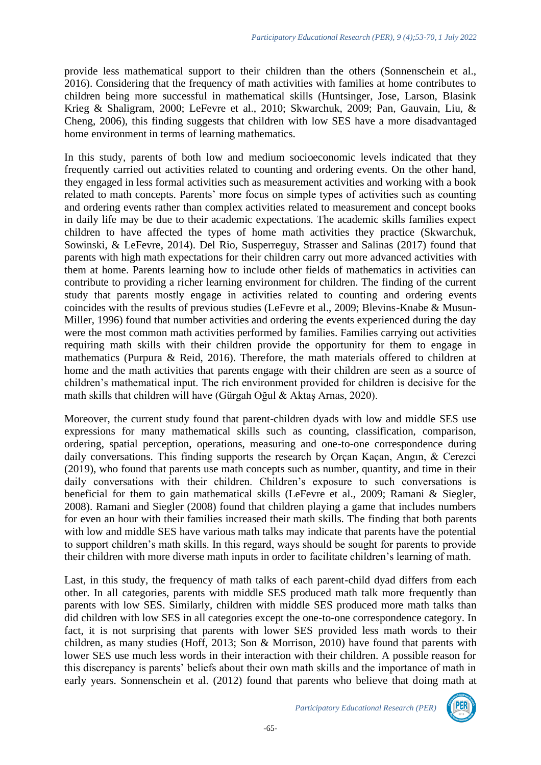provide less mathematical support to their children than the others (Sonnenschein et al., 2016). Considering that the frequency of math activities with families at home contributes to children being more successful in mathematical skills (Huntsinger, Jose, Larson, Blasink Krieg & Shaligram, 2000; LeFevre et al., 2010; Skwarchuk, 2009; Pan, Gauvain, Liu, & Cheng, 2006), this finding suggests that children with low SES have a more disadvantaged home environment in terms of learning mathematics.

In this study, parents of both low and medium socioeconomic levels indicated that they frequently carried out activities related to counting and ordering events. On the other hand, they engaged in less formal activities such as measurement activities and working with a book related to math concepts. Parents' more focus on simple types of activities such as counting and ordering events rather than complex activities related to measurement and concept books in daily life may be due to their academic expectations. The academic skills families expect children to have affected the types of home math activities they practice (Skwarchuk, Sowinski, & LeFevre, 2014). Del Rio, Susperreguy, Strasser and Salinas (2017) found that parents with high math expectations for their children carry out more advanced activities with them at home. Parents learning how to include other fields of mathematics in activities can contribute to providing a richer learning environment for children. The finding of the current study that parents mostly engage in activities related to counting and ordering events coincides with the results of previous studies (LeFevre et al., 2009; Blevins-Knabe & Musun-Miller, 1996) found that number activities and ordering the events experienced during the day were the most common math activities performed by families. Families carrying out activities requiring math skills with their children provide the opportunity for them to engage in mathematics (Purpura & Reid, 2016). Therefore, the math materials offered to children at home and the math activities that parents engage with their children are seen as a source of children's mathematical input. The rich environment provided for children is decisive for the math skills that children will have (Gürgah Oğul & Aktaş Arnas, 2020).

Moreover, the current study found that parent-children dyads with low and middle SES use expressions for many mathematical skills such as counting, classification, comparison, ordering, spatial perception, operations, measuring and one-to-one correspondence during daily conversations. This finding supports the research by Orçan Kaçan, Angın, & Cerezci (2019), who found that parents use math concepts such as number, quantity, and time in their daily conversations with their children. Children's exposure to such conversations is beneficial for them to gain mathematical skills (LeFevre et al., 2009; Ramani & Siegler, 2008). Ramani and Siegler (2008) found that children playing a game that includes numbers for even an hour with their families increased their math skills. The finding that both parents with low and middle SES have various math talks may indicate that parents have the potential to support children's math skills. In this regard, ways should be sought for parents to provide their children with more diverse math inputs in order to facilitate children's learning of math.

Last, in this study, the frequency of math talks of each parent-child dyad differs from each other. In all categories, parents with middle SES produced math talk more frequently than parents with low SES. Similarly, children with middle SES produced more math talks than did children with low SES in all categories except the one-to-one correspondence category. In fact, it is not surprising that parents with lower SES provided less math words to their children, as many studies (Hoff, 2013; Son & Morrison, 2010) have found that parents with lower SES use much less words in their interaction with their children. A possible reason for this discrepancy is parents' beliefs about their own math skills and the importance of math in early years. Sonnenschein et al. (2012) found that parents who believe that doing math at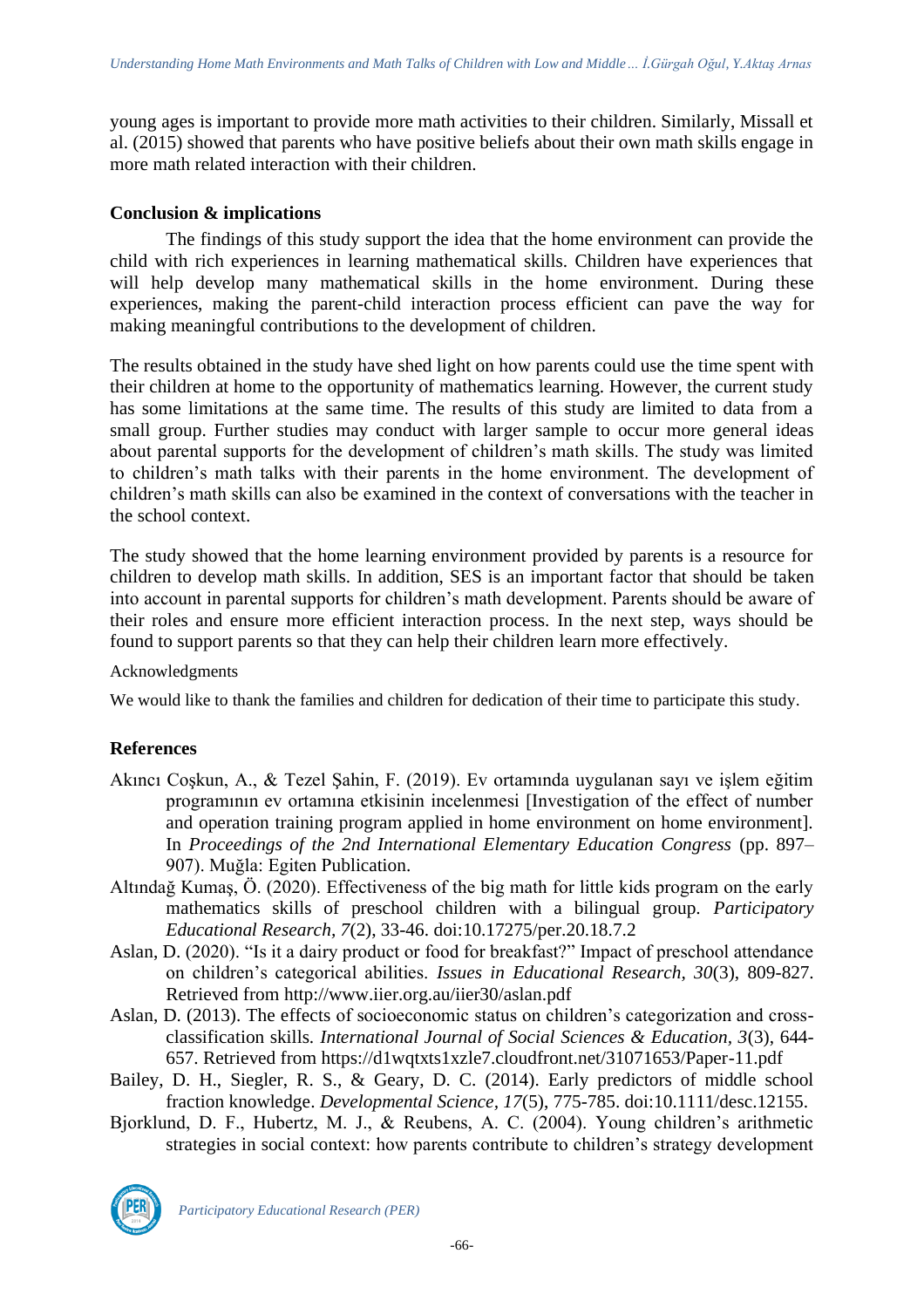young ages is important to provide more math activities to their children. Similarly, Missall et al. (2015) showed that parents who have positive beliefs about their own math skills engage in more math related interaction with their children.

## Conclusion & implications

The findings of this study support the idea that the home environment can provide the child with rich experiences in learning mathematical skills. Children have experiences that will help develop many mathematical skills in the home environment. During these experiences, making the parent-child interaction process efficient can pave the way for making meaningful contributions to the development of children.

The results obtained in the study have shed light on how parents could use the time spent with their children at home to the opportunity of mathematics learning. However, the current study has some limitations at the same time. The results of this study are limited to data from a small group. Further studies may conduct with larger sample to occur more general ideas about parental supports for the development of children's math skills. The study was limited to children's math talks with their parents in the home environment. The development of children's math skills can also be examined in the context of conversations with the teacher in the school context.

The study showed that the home learning environment provided by parents is a resource for children to develop math skills. In addition, SES is an important factor that should be taken into account in parental supports for children's math development. Parents should be aware of their roles and ensure more efficient interaction process. In the next step, ways should be found to support parents so that they can help their children learn more effectively.

Acknowledgments

We would like to thank the families and children for dedication of their time to participate this study.

## References

Akıncı Coşkun, A., & Tezel Şahin, F. (2019). Ev ortamında uygulanan sayı ve işlem eğitim programının ev ortamına etkisinin incelenmesi [Investigation of the effect of number and operation training program applied in home environment on home environment]. In *Proceedings of the 2nd International Elementary Education Congress* (pp. 897–907). Muğla: Egiten Publication.

Altındağ Kumaş, Ö. (2020). Effectiveness of the big math for little kids program on the early mathematics skills of preschool children with a bilingual group. *Participatory Educational Research, 7*(2), 33-46. doi:10.17275/per.20.18.7.2

Aslan, D. (2020). "Is it a dairy product or food for breakfast?" Impact of preschool attendance on children's categorical abilities. *Issues in Educational Research, 30*(3), 809-827. Retrieved from http://www.iier.org.au/iier30/aslan.pdf

Aslan, D. (2013). The effects of socioeconomic status on children's categorization and cross-classification skills. *International Journal of Social Sciences & Education, 3*(3), 644-657. Retrieved from https://d1wqtxts1xzle7.cloudfront.net/31071653/Paper-11.pdf

Bailey, D. H., Siegler, R. S., & Geary, D. C. (2014). Early predictors of middle school fraction knowledge. *Developmental Science, 17*(5), 775-785. doi:10.1111/desc.12155.

Bjorklund, D. F., Hubertz, M. J., & Reubens, A. C. (2004). Young children's arithmetic strategies in social context: how parents contribute to children's strategy development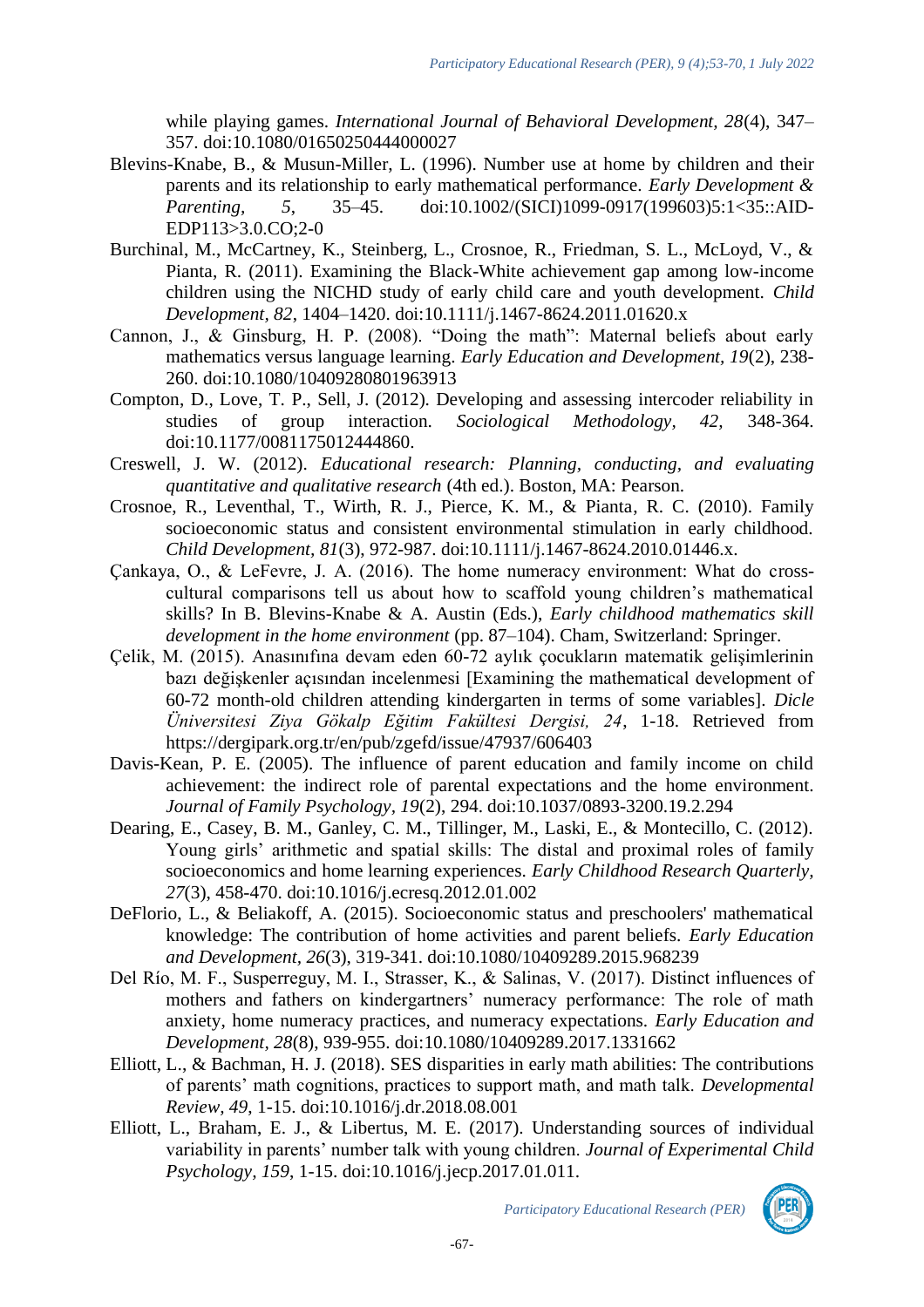while playing games. *International Journal of Behavioral Development, 28*(4), 347–357. doi:10.1080/01650250444000027

Blevins-Knabe, B., & Musun-Miller, L. (1996). Number use at home by children and their parents and its relationship to early mathematical performance. *Early Development & Parenting, 5*, 35–45. doi:10.1002/(SICI)1099-0917(199603)5:1<35::AID-EDP113>3.0.CO;2-0

Burchinal, M., McCartney, K., Steinberg, L., Crosnoe, R., Friedman, S. L., McLoyd, V., & Pianta, R. (2011). Examining the Black-White achievement gap among low-income children using the NICHD study of early child care and youth development. *Child Development, 82*, 1404–1420. doi:10.1111/j.1467-8624.2011.01620.x

Cannon, J., & Ginsburg, H. P. (2008). "Doing the math": Maternal beliefs about early mathematics versus language learning. *Early Education and Development, 19*(2), 238-260. doi:10.1080/10409280801963913

Compton, D., Love, T. P., Sell, J. (2012). Developing and assessing intercoder reliability in studies of group interaction. *Sociological Methodology, 42*, 348-364. doi:10.1177/0081175012444860.

Creswell, J. W. (2012). *Educational research: Planning, conducting, and evaluating quantitative and qualitative research* (4th ed.). Boston, MA: Pearson.

Crosnoe, R., Leventhal, T., Wirth, R. J., Pierce, K. M., & Pianta, R. C. (2010). Family socioeconomic status and consistent environmental stimulation in early childhood. *Child Development, 81*(3), 972-987. doi:10.1111/j.1467-8624.2010.01446.x.

Çankaya, O., & LeFevre, J. A. (2016). The home numeracy environment: What do cross-cultural comparisons tell us about how to scaffold young children's mathematical skills? In B. Blevins-Knabe & A. Austin (Eds.), *Early childhood mathematics skill development in the home environment* (pp. 87–104). Cham, Switzerland: Springer.

Çelik, M. (2015). Anasınıfına devam eden 60-72 aylık çocukların matematik gelişimlerinin bazı değişkenler açısından incelenmesi [Examining the mathematical development of 60-72 month-old children attending kindergarten in terms of some variables]. *Dicle Üniversitesi Ziya Gökalp Eğitim Fakültesi Dergisi, 24*, 1-18. Retrieved from https://dergipark.org.tr/en/pub/zgefd/issue/47937/606403

Davis-Kean, P. E. (2005). The influence of parent education and family income on child achievement: the indirect role of parental expectations and the home environment. *Journal of Family Psychology, 19*(2), 294. doi:10.1037/0893-3200.19.2.294

Dearing, E., Casey, B. M., Ganley, C. M., Tillinger, M., Laski, E., & Montecillo, C. (2012). Young girls' arithmetic and spatial skills: The distal and proximal roles of family socioeconomics and home learning experiences. *Early Childhood Research Quarterly, 27*(3), 458-470. doi:10.1016/j.ecresq.2012.01.002

DeFlorio, L., & Beliakoff, A. (2015). Socioeconomic status and preschoolers' mathematical knowledge: The contribution of home activities and parent beliefs. *Early Education and Development, 26*(3), 319-341. doi:10.1080/10409289.2015.968239

Del Río, M. F., Susperreguy, M. I., Strasser, K., & Salinas, V. (2017). Distinct influences of mothers and fathers on kindergartners' numeracy performance: The role of math anxiety, home numeracy practices, and numeracy expectations. *Early Education and Development, 28*(8), 939-955. doi:10.1080/10409289.2017.1331662

Elliott, L., & Bachman, H. J. (2018). SES disparities in early math abilities: The contributions of parents' math cognitions, practices to support math, and math talk. *Developmental Review, 49*, 1-15. doi:10.1016/j.dr.2018.08.001

Elliott, L., Braham, E. J., & Libertus, M. E. (2017). Understanding sources of individual variability in parents' number talk with young children. *Journal of Experimental Child Psychology, 159*, 1-15. doi:10.1016/j.jecp.2017.01.011.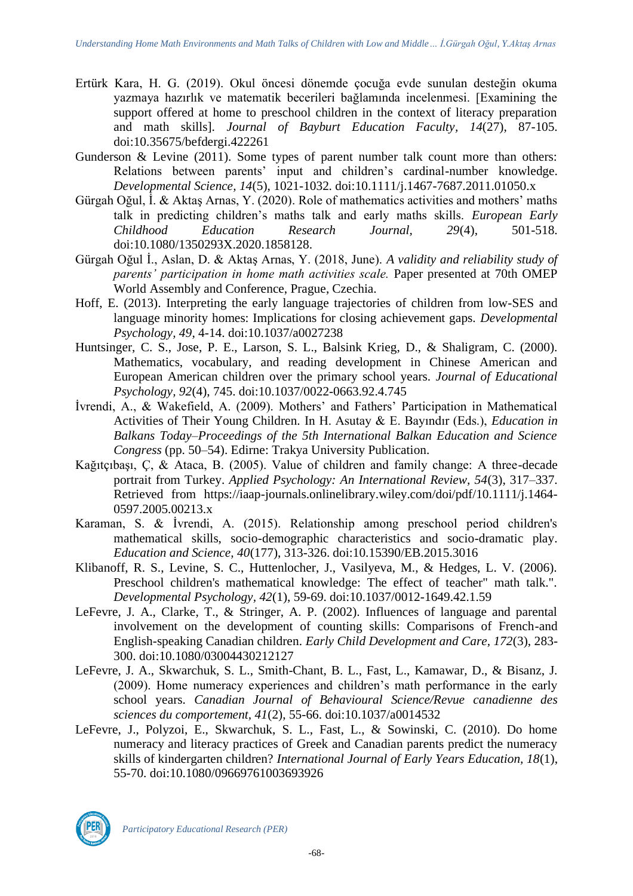Ertürk Kara, H. G. (2019). Okul öncesi dönemde çocuğa evde sunulan desteğin okuma yazmaya hazırlık ve matematik becerileri bağlamında incelenmesi. [Examining the support offered at home to preschool children in the context of literacy preparation and math skills]. *Journal of Bayburt Education Faculty*, *14*(27), 87-105. doi:10.35675/befdergi.422261

Gunderson & Levine (2011). Some types of parent number talk count more than others: Relations between parents' input and children's cardinal-number knowledge. *Developmental Science, 14*(5), 1021-1032. doi:10.1111/j.1467-7687.2011.01050.x

Gürgah Oğul, İ. & Aktaş Arnas, Y. (2020). Role of mathematics activities and mothers' maths talk in predicting children's maths talk and early maths skills. *European Early Childhood Education Research Journal*, *29*(4), 501-518. doi:10.1080/1350293X.2020.1858128.

Gürgah Oğul İ., Aslan, D. & Aktaş Arnas, Y. (2018, June). *A validity and reliability study of parents' participation in home math activities scale.* Paper presented at 70th OMEP World Assembly and Conference, Prague, Czechia.

Hoff, E. (2013). Interpreting the early language trajectories of children from low-SES and language minority homes: Implications for closing achievement gaps. *Developmental Psychology, 49*, 4-14. doi:10.1037/a0027238

Huntsinger, C. S., Jose, P. E., Larson, S. L., Balsink Krieg, D., & Shaligram, C. (2000). Mathematics, vocabulary, and reading development in Chinese American and European American children over the primary school years. *Journal of Educational Psychology, 92*(4), 745. doi:10.1037/0022-0663.92.4.745

İvrendi, A., & Wakefield, A. (2009). Mothers' and Fathers' Participation in Mathematical Activities of Their Young Children. In H. Asutay & E. Bayındır (Eds.), *Education in Balkans Today–Proceedings of the 5th International Balkan Education and Science Congress* (pp. 50–54). Edirne: Trakya University Publication.

Kağıtçıbaşı, Ç, & Ataca, B. (2005). Value of children and family change: A three-decade portrait from Turkey. *Applied Psychology: An International Review, 54*(3), 317–337. Retrieved from https://iaap-journals.onlinelibrary.wiley.com/doi/pdf/10.1111/j.1464-0597.2005.00213.x

Karaman, S. & İvrendi, A. (2015). Relationship among preschool period children's mathematical skills, socio-demographic characteristics and socio-dramatic play. *Education and Science, 40*(177), 313-326. doi:10.15390/EB.2015.3016

Klibanoff, R. S., Levine, S. C., Huttenlocher, J., Vasilyeva, M., & Hedges, L. V. (2006). Preschool children's mathematical knowledge: The effect of teacher" math talk.". *Developmental Psychology*, *42*(1), 59-69. doi:10.1037/0012-1649.42.1.59

LeFevre, J. A., Clarke, T., & Stringer, A. P. (2002). Influences of language and parental involvement on the development of counting skills: Comparisons of French-and English-speaking Canadian children. *Early Child Development and Care, 172*(3), 283-300. doi:10.1080/03004430212127

LeFevre, J. A., Skwarchuk, S. L., Smith-Chant, B. L., Fast, L., Kamawar, D., & Bisanz, J. (2009). Home numeracy experiences and children's math performance in the early school years. *Canadian Journal of Behavioural Science/Revue canadienne des sciences du comportement*, *41*(2), 55-66. doi:10.1037/a0014532

LeFevre, J., Polyzoi, E., Skwarchuk, S. L., Fast, L., & Sowinski, C. (2010). Do home numeracy and literacy practices of Greek and Canadian parents predict the numeracy skills of kindergarten children? *International Journal of Early Years Education, 18*(1), 55-70. doi:10.1080/09669761003693926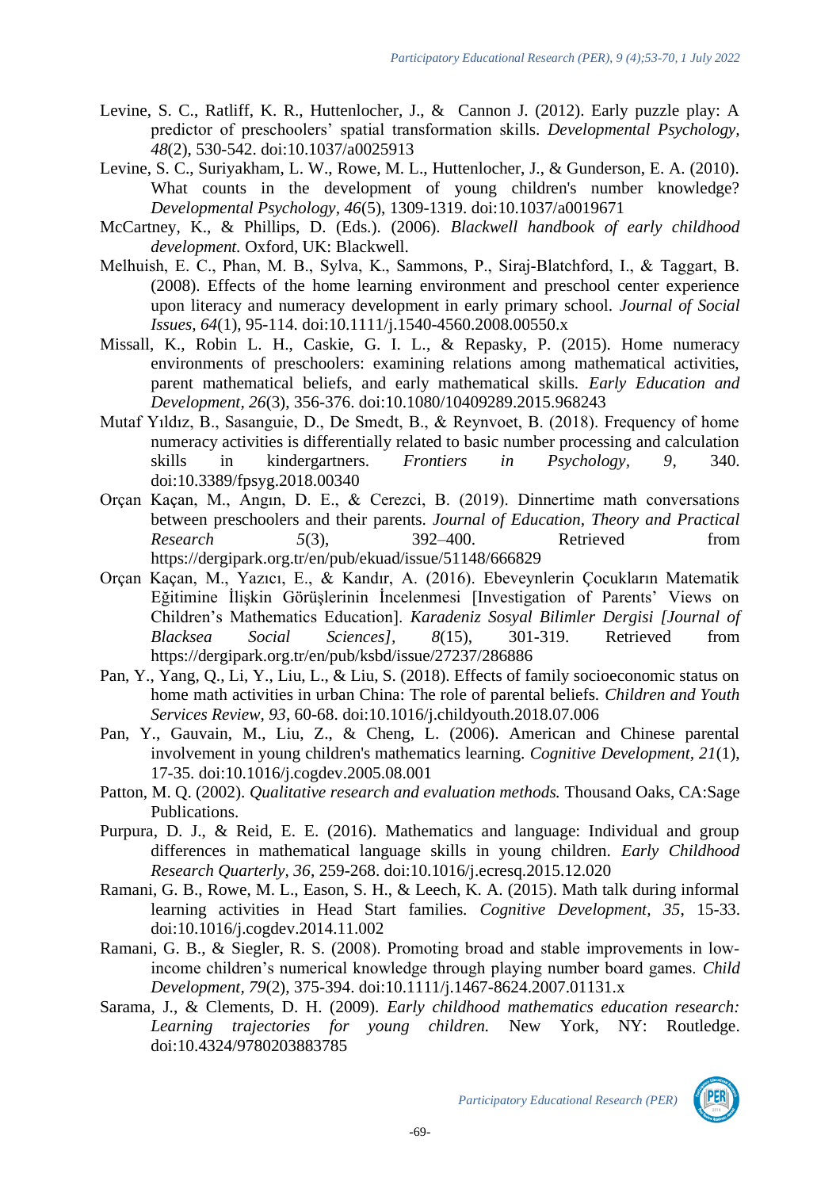Levine, S. C., Ratliff, K. R., Huttenlocher, J., & Cannon J. (2012). Early puzzle play: A predictor of preschoolers' spatial transformation skills. *Developmental Psychology, 48*(2), 530-542. doi:10.1037/a0025913

Levine, S. C., Suriyakham, L. W., Rowe, M. L., Huttenlocher, J., & Gunderson, E. A. (2010). What counts in the development of young children's number knowledge? *Developmental Psychology, 46*(5), 1309-1319. doi:10.1037/a0019671

McCartney, K., & Phillips, D. (Eds.). (2006). *Blackwell handbook of early childhood development.* Oxford, UK: Blackwell.

Melhuish, E. C., Phan, M. B., Sylva, K., Sammons, P., Siraj-Blatchford, I., & Taggart, B. (2008). Effects of the home learning environment and preschool center experience upon literacy and numeracy development in early primary school. *Journal of Social Issues, 64*(1), 95-114. doi:10.1111/j.1540-4560.2008.00550.x

Missall, K., Robin L. H., Caskie, G. I. L., & Repasky, P. (2015). Home numeracy environments of preschoolers: examining relations among mathematical activities, parent mathematical beliefs, and early mathematical skills. *Early Education and Development, 26*(3), 356-376. doi:10.1080/10409289.2015.968243

Mutaf Yıldız, B., Sasanguie, D., De Smedt, B., & Reynvoet, B. (2018). Frequency of home numeracy activities is differentially related to basic number processing and calculation skills in kindergartners. *Frontiers in Psychology, 9*, 340. doi:10.3389/fpsyg.2018.00340

Orçan Kaçan, M., Angın, D. E., & Cerezci, B. (2019). Dinnertime math conversations between preschoolers and their parents. *Journal of Education, Theory and Practical Research 5*(3), 392–400. Retrieved from https://dergipark.org.tr/en/pub/ekuad/issue/51148/666829

Orçan Kaçan, M., Yazıcı, E., & Kandır, A. (2016). Ebeveynlerin Çocukların Matematik Eğitimine İlişkin Görüşlerinin İncelenmesi [Investigation of Parents' Views on Children's Mathematics Education]. *Karadeniz Sosyal Bilimler Dergisi [Journal of Blacksea Social Sciences], 8*(15), 301-319. Retrieved from https://dergipark.org.tr/en/pub/ksbd/issue/27237/286886

Pan, Y., Yang, Q., Li, Y., Liu, L., & Liu, S. (2018). Effects of family socioeconomic status on home math activities in urban China: The role of parental beliefs. *Children and Youth Services Review, 93*, 60-68. doi:10.1016/j.childyouth.2018.07.006

Pan, Y., Gauvain, M., Liu, Z., & Cheng, L. (2006). American and Chinese parental involvement in young children's mathematics learning. *Cognitive Development, 21*(1), 17-35. doi:10.1016/j.cogdev.2005.08.001

Patton, M. Q. (2002). *Qualitative research and evaluation methods.* Thousand Oaks, CA:Sage Publications.

Purpura, D. J., & Reid, E. E. (2016). Mathematics and language: Individual and group differences in mathematical language skills in young children. *Early Childhood Research Quarterly, 36*, 259-268. doi:10.1016/j.ecresq.2015.12.020

Ramani, G. B., Rowe, M. L., Eason, S. H., & Leech, K. A. (2015). Math talk during informal learning activities in Head Start families. *Cognitive Development, 35*, 15-33. doi:10.1016/j.cogdev.2014.11.002

Ramani, G. B., & Siegler, R. S. (2008). Promoting broad and stable improvements in low-income children's numerical knowledge through playing number board games. *Child Development, 79*(2), 375-394. doi:10.1111/j.1467-8624.2007.01131.x

Sarama, J., & Clements, D. H. (2009). *Early childhood mathematics education research: Learning trajectories for young children.* New York, NY: Routledge. doi:10.4324/9780203883785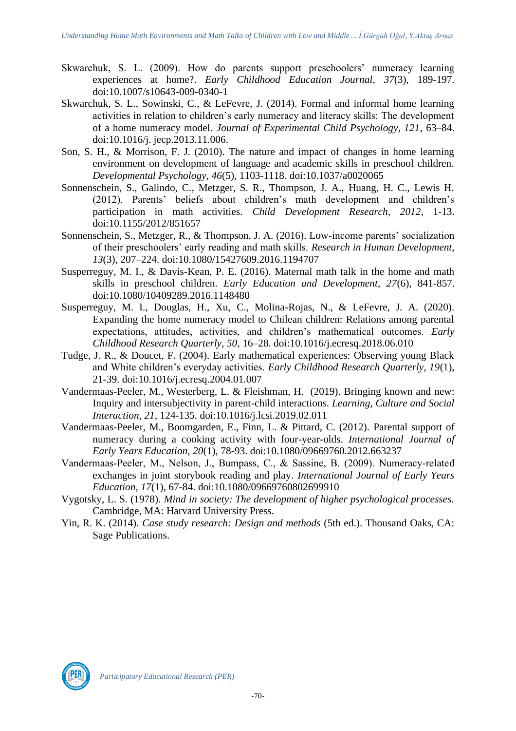Skwarchuk, S. L. (2009). How do parents support preschoolers' numeracy learning experiences at home?. *Early Childhood Education Journal*, *37*(3), 189-197. doi:10.1007/s10643-009-0340-1

Skwarchuk, S. L., Sowinski, C., & LeFevre, J. (2014). Formal and informal home learning activities in relation to children's early numeracy and literacy skills: The development of a home numeracy model. *Journal of Experimental Child Psychology*, *121*, 63–84. doi:10.1016/j. jecp.2013.11.006.

Son, S. H., & Morrison, F. J. (2010). The nature and impact of changes in home learning environment on development of language and academic skills in preschool children. *Developmental Psychology, 46*(5), 1103-1118. doi:10.1037/a0020065

Sonnenschein, S., Galindo, C., Metzger, S. R., Thompson, J. A., Huang, H. C., Lewis H. (2012). Parents' beliefs about children's math development and children's participation in math activities. *Child Development Research, 2012*, 1-13. doi:10.1155/2012/851657

Sonnenschein, S., Metzger, R., & Thompson, J. A. (2016). Low-income parents' socialization of their preschoolers' early reading and math skills. *Research in Human Development, 13*(3), 207–224. doi:10.1080/15427609.2016.1194707

Susperreguy, M. I., & Davis-Kean, P. E. (2016). Maternal math talk in the home and math skills in preschool children. *Early Education and Development, 27*(6), 841-857. doi:10.1080/10409289.2016.1148480

Susperreguy, M. I., Douglas, H., Xu, C., Molina-Rojas, N., & LeFevre, J. A. (2020). Expanding the home numeracy model to Chilean children: Relations among parental expectations, attitudes, activities, and children's mathematical outcomes. *Early Childhood Research Quarterly, 50*, 16–28. doi:10.1016/j.ecresq.2018.06.010

Tudge, J. R., & Doucet, F. (2004). Early mathematical experiences: Observing young Black and White children's everyday activities. *Early Childhood Research Quarterly, 19*(1), 21-39. doi:10.1016/j.ecresq.2004.01.007

Vandermaas-Peeler, M., Westerberg, L. & Fleishman, H. (2019). Bringing known and new: Inquiry and intersubjectivity in parent-child interactions. *Learning, Culture and Social Interaction, 21*, 124-135. doi:10.1016/j.lcsi.2019.02.011

Vandermaas-Peeler, M., Boomgarden, E., Finn, L. & Pittard, C. (2012). Parental support of numeracy during a cooking activity with four-year-olds. *International Journal of Early Years Education, 20*(1), 78-93. doi:10.1080/09669760.2012.663237

Vandermaas-Peeler, M., Nelson, J., Bumpass, C., & Sassine, B. (2009). Numeracy-related exchanges in joint storybook reading and play. *International Journal of Early Years Education, 17*(1), 67-84. doi:10.1080/09669760802699910

Vygotsky, L. S. (1978). *Mind in society: The development of higher psychological processes.* Cambridge, MA: Harvard University Press.

Yin, R. K. (2014). *Case study research: Design and methods* (5th ed.). Thousand Oaks, CA: Sage Publications.